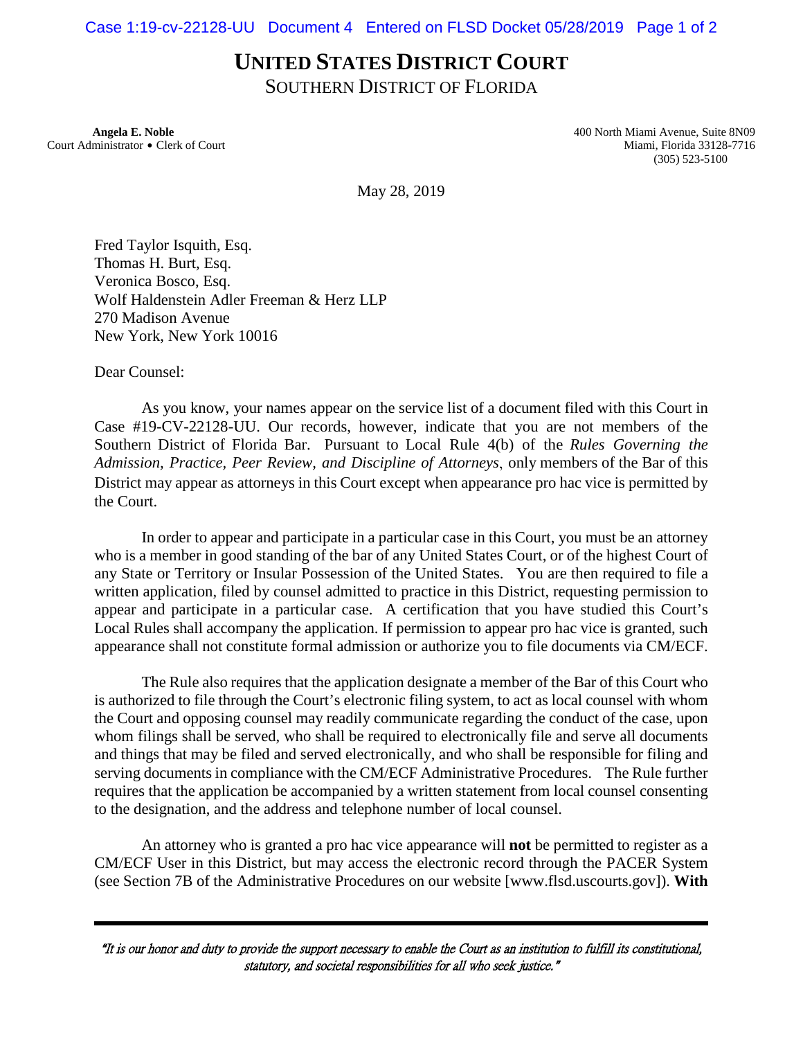# UNITED STATES DISTRICT COURT

SOUTHERN DISTRICT OF FLORIDA

**Angela E. Noble**
Court Administrator • Clerk of Court

400 North Miami Avenue, Suite 8N09
Miami, Florida 33128-7716
(305) 523-5100

May 28, 2019

Fred Taylor Isquith, Esq.
Thomas H. Burt, Esq.
Veronica Bosco, Esq.
Wolf Haldenstein Adler Freeman & Herz LLP
270 Madison Avenue
New York, New York 10016

Dear Counsel:

As you know, your names appear on the service list of a document filed with this Court in Case #19-CV-22128-UU. Our records, however, indicate that you are not members of the Southern District of Florida Bar. Pursuant to Local Rule 4(b) of the *Rules Governing the Admission, Practice, Peer Review, and Discipline of Attorneys*, only members of the Bar of this District may appear as attorneys in this Court except when appearance pro hac vice is permitted by the Court.

In order to appear and participate in a particular case in this Court, you must be an attorney who is a member in good standing of the bar of any United States Court, or of the highest Court of any State or Territory or Insular Possession of the United States. You are then required to file a written application, filed by counsel admitted to practice in this District, requesting permission to appear and participate in a particular case. A certification that you have studied this Court's Local Rules shall accompany the application. If permission to appear pro hac vice is granted, such appearance shall not constitute formal admission or authorize you to file documents via CM/ECF.

The Rule also requires that the application designate a member of the Bar of this Court who is authorized to file through the Court's electronic filing system, to act as local counsel with whom the Court and opposing counsel may readily communicate regarding the conduct of the case, upon whom filings shall be served, who shall be required to electronically file and serve all documents and things that may be filed and served electronically, and who shall be responsible for filing and serving documents in compliance with the CM/ECF Administrative Procedures. The Rule further requires that the application be accompanied by a written statement from local counsel consenting to the designation, and the address and telephone number of local counsel.

An attorney who is granted a pro hac vice appearance will **not** be permitted to register as a CM/ECF User in this District, but may access the electronic record through the PACER System (see Section 7B of the Administrative Procedures on our website [www.flsd.uscourts.gov]). **With**

*"It is our honor and duty to provide the support necessary to enable the Court as an institution to fulfill its constitutional, statutory, and societal responsibilities for all who seek justice."*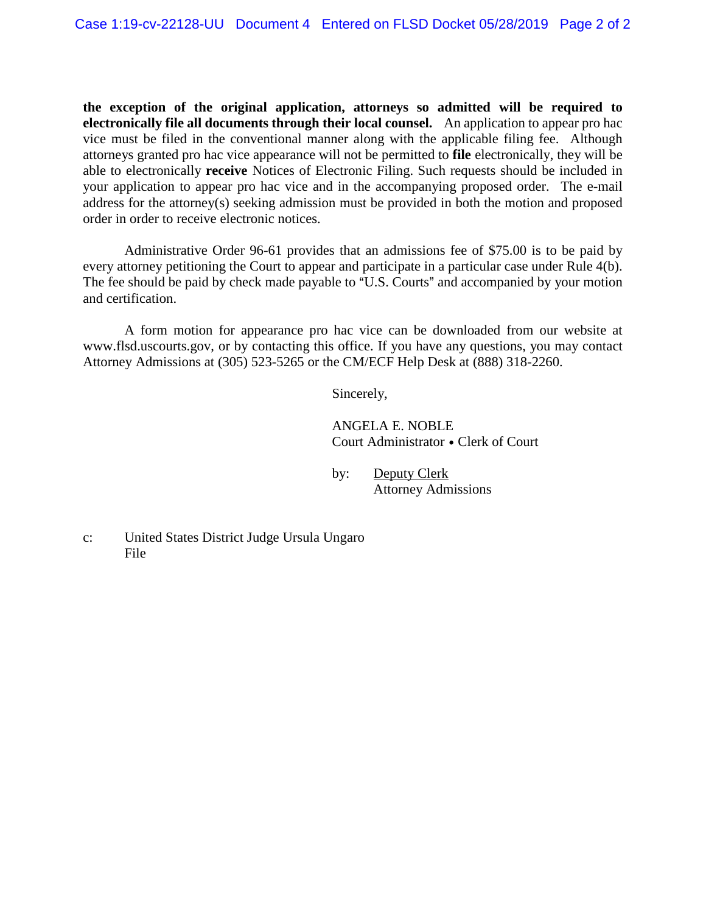**the exception of the original application, attorneys so admitted will be required to electronically file all documents through their local counsel.** An application to appear pro hac vice must be filed in the conventional manner along with the applicable filing fee. Although attorneys granted pro hac vice appearance will not be permitted to **file** electronically, they will be able to electronically **receive** Notices of Electronic Filing. Such requests should be included in your application to appear pro hac vice and in the accompanying proposed order. The e-mail address for the attorney(s) seeking admission must be provided in both the motion and proposed order in order to receive electronic notices.

Administrative Order 96-61 provides that an admissions fee of $75.00 is to be paid by every attorney petitioning the Court to appear and participate in a particular case under Rule 4(b). The fee should be paid by check made payable to "U.S. Courts" and accompanied by your motion and certification.

A form motion for appearance pro hac vice can be downloaded from our website at www.flsd.uscourts.gov, or by contacting this office. If you have any questions, you may contact Attorney Admissions at (305) 523-5265 or the CM/ECF Help Desk at (888) 318-2260.

Sincerely,

ANGELA E. NOBLE
Court Administrator • Clerk of Court

by: Deputy Clerk
Attorney Admissions

c: United States District Judge Ursula Ungaro
File